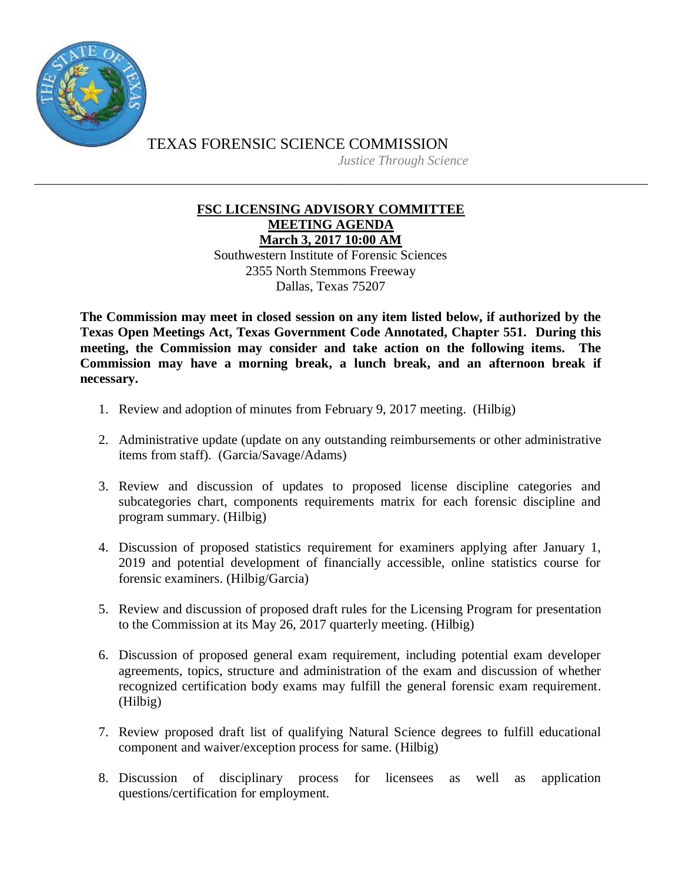TEXAS FORENSIC SCIENCE COMMISSION

*Justice Through Science*

---

**FSC LICENSING ADVISORY COMMITTEE**
**MEETING AGENDA**
**March 3, 2017 10:00 AM**

Southwestern Institute of Forensic Sciences
2355 North Stemmons Freeway
Dallas, Texas 75207

**The Commission may meet in closed session on any item listed below, if authorized by the Texas Open Meetings Act, Texas Government Code Annotated, Chapter 551. During this meeting, the Commission may consider and take action on the following items. The Commission may have a morning break, a lunch break, and an afternoon break if necessary.**

1. Review and adoption of minutes from February 9, 2017 meeting. (Hilbig)
2. Administrative update (update on any outstanding reimbursements or other administrative items from staff). (Garcia/Savage/Adams)
3. Review and discussion of updates to proposed license discipline categories and subcategories chart, components requirements matrix for each forensic discipline and program summary. (Hilbig)
4. Discussion of proposed statistics requirement for examiners applying after January 1, 2019 and potential development of financially accessible, online statistics course for forensic examiners. (Hilbig/Garcia)
5. Review and discussion of proposed draft rules for the Licensing Program for presentation to the Commission at its May 26, 2017 quarterly meeting. (Hilbig)
6. Discussion of proposed general exam requirement, including potential exam developer agreements, topics, structure and administration of the exam and discussion of whether recognized certification body exams may fulfill the general forensic exam requirement. (Hilbig)
7. Review proposed draft list of qualifying Natural Science degrees to fulfill educational component and waiver/exception process for same. (Hilbig)
8. Discussion of disciplinary process for licensees as well as application questions/certification for employment.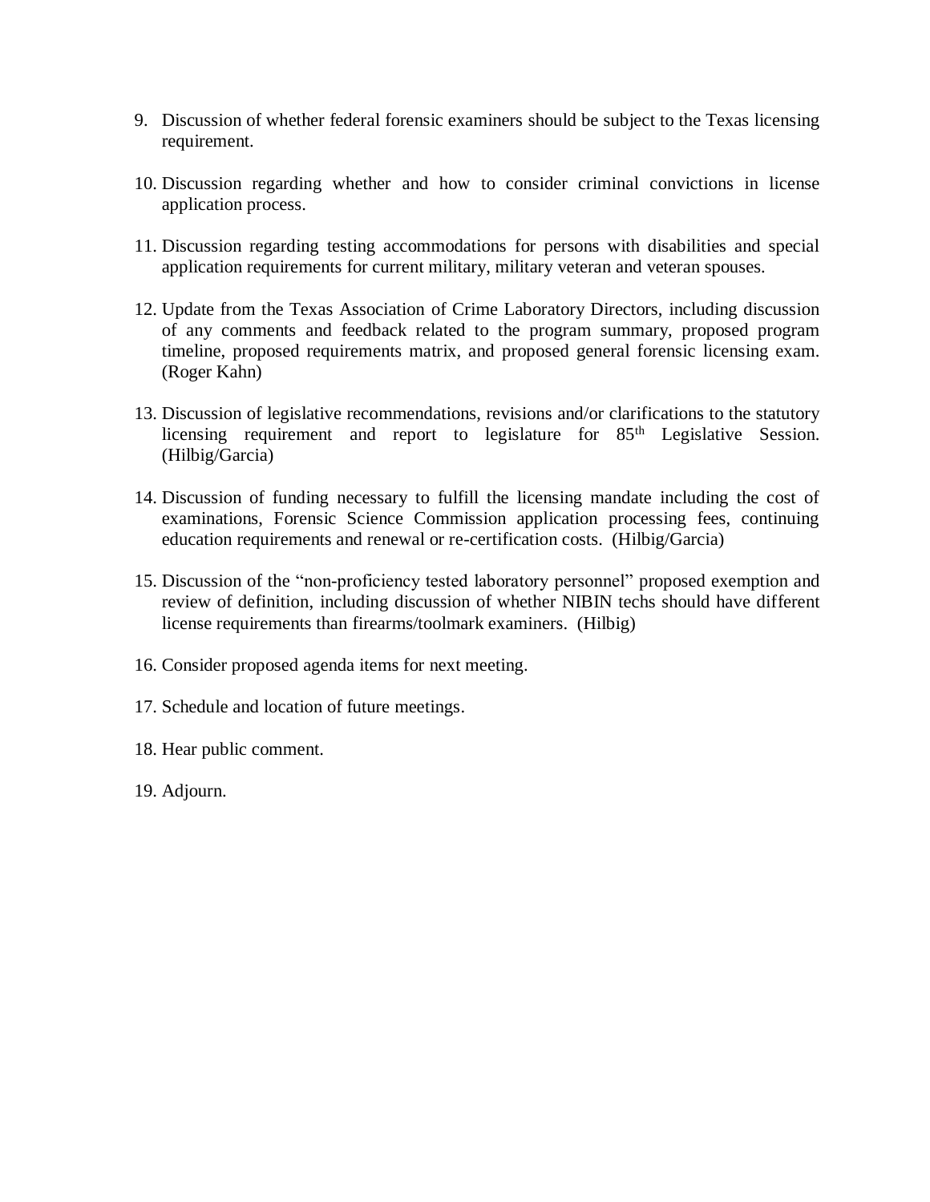9. Discussion of whether federal forensic examiners should be subject to the Texas licensing requirement.

10. Discussion regarding whether and how to consider criminal convictions in license application process.

11. Discussion regarding testing accommodations for persons with disabilities and special application requirements for current military, military veteran and veteran spouses.

12. Update from the Texas Association of Crime Laboratory Directors, including discussion of any comments and feedback related to the program summary, proposed program timeline, proposed requirements matrix, and proposed general forensic licensing exam. (Roger Kahn)

13. Discussion of legislative recommendations, revisions and/or clarifications to the statutory licensing requirement and report to legislature for 85th Legislative Session. (Hilbig/Garcia)

14. Discussion of funding necessary to fulfill the licensing mandate including the cost of examinations, Forensic Science Commission application processing fees, continuing education requirements and renewal or re-certification costs. (Hilbig/Garcia)

15. Discussion of the "non-proficiency tested laboratory personnel" proposed exemption and review of definition, including discussion of whether NIBIN techs should have different license requirements than firearms/toolmark examiners. (Hilbig)

16. Consider proposed agenda items for next meeting.

17. Schedule and location of future meetings.

18. Hear public comment.

19. Adjourn.